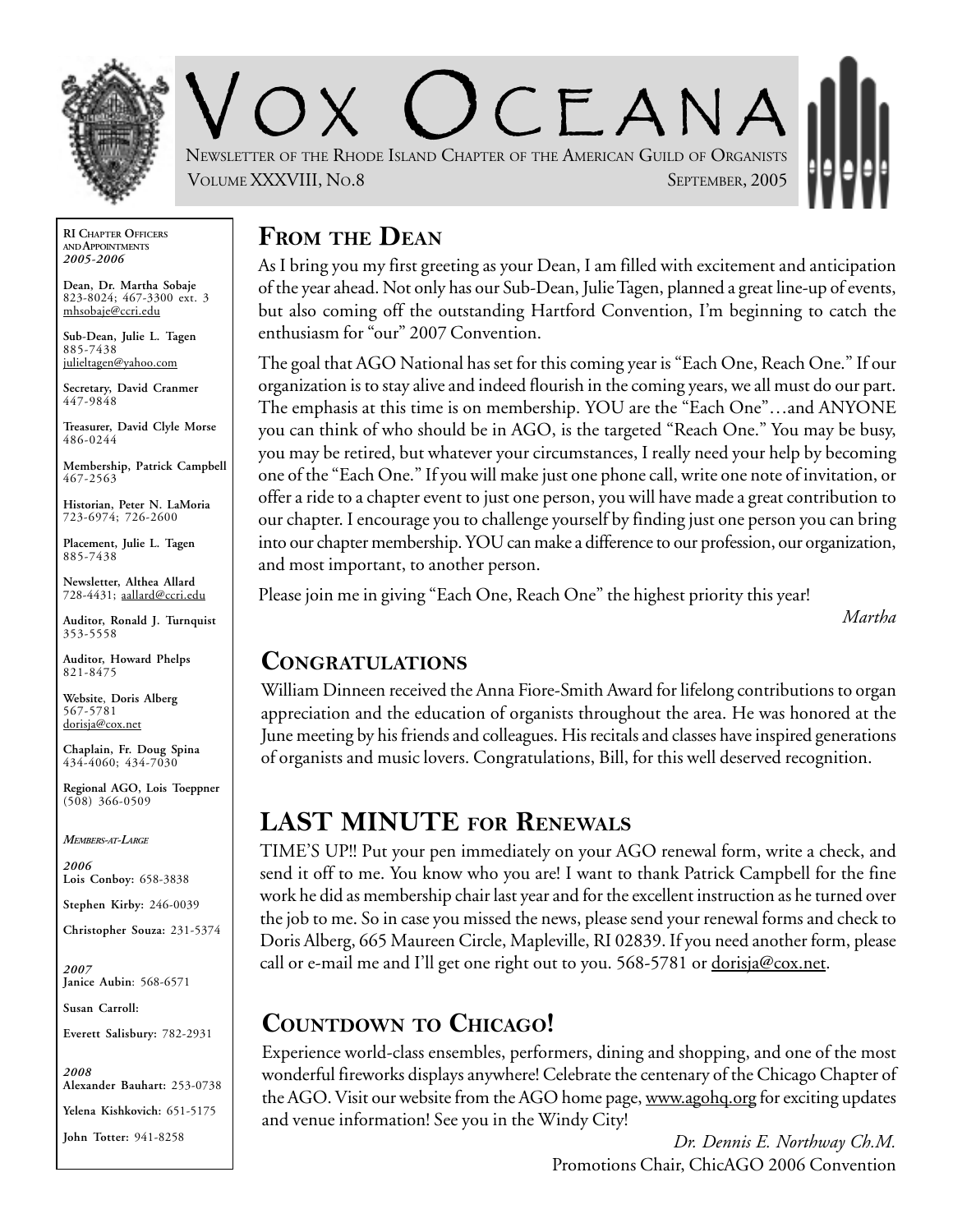# Vox Oceana

Newsletter of the Rhode Island Chapter of the American Guild of Organists

Volume XXXVIII, No.8 — September, 2005

**RI Chapter Officers and Appointments**
***2005-2006***

**Dean, Dr. Martha Sobaje**
823-8024; 467-3300 ext. 3
mhsobaje@ccri.edu

**Sub-Dean, Julie L. Tagen**
885-7438
julieltagen@yahoo.com

**Secretary, David Cranmer**
447-9848

**Treasurer, David Clyle Morse**
486-0244

**Membership, Patrick Campbell**
467-2563

**Historian, Peter N. LaMoria**
723-6974; 726-2600

**Placement, Julie L. Tagen**
885-7438

**Newsletter, Althea Allard**
728-4431; aallard@ccri.edu

**Auditor, Ronald J. Turnquist**
353-5558

**Auditor, Howard Phelps**
821-8475

**Website, Doris Alberg**
567-5781
dorisja@cox.net

**Chaplain, Fr. Doug Spina**
434-4060; 434-7030

**Regional AGO, Lois Toeppner**
(508) 366-0509

***Members-at-Large***

***2006***
**Lois Conboy:** 658-3838

**Stephen Kirby:** 246-0039

**Christopher Souza:** 231-5374

***2007***
**Janice Aubin**: 568-6571

**Susan Carroll:**

**Everett Salisbury:** 782-2931

***2008***
**Alexander Bauhart:** 253-0738

**Yelena Kishkovich:** 651-5175

**John Totter:** 941-8258

## From the Dean

As I bring you my first greeting as your Dean, I am filled with excitement and anticipation of the year ahead. Not only has our Sub-Dean, Julie Tagen, planned a great line-up of events, but also coming off the outstanding Hartford Convention, I'm beginning to catch the enthusiasm for "our" 2007 Convention.

The goal that AGO National has set for this coming year is "Each One, Reach One." If our organization is to stay alive and indeed flourish in the coming years, we all must do our part. The emphasis at this time is on membership. YOU are the "Each One"…and ANYONE you can think of who should be in AGO, is the targeted "Reach One." You may be busy, you may be retired, but whatever your circumstances, I really need your help by becoming one of the "Each One." If you will make just one phone call, write one note of invitation, or offer a ride to a chapter event to just one person, you will have made a great contribution to our chapter. I encourage you to challenge yourself by finding just one person you can bring into our chapter membership. YOU can make a difference to our profession, our organization, and most important, to another person.

Please join me in giving "Each One, Reach One" the highest priority this year!

*Martha*

## Congratulations

William Dinneen received the Anna Fiore-Smith Award for lifelong contributions to organ appreciation and the education of organists throughout the area. He was honored at the June meeting by his friends and colleagues. His recitals and classes have inspired generations of organists and music lovers. Congratulations, Bill, for this well deserved recognition.

## LAST MINUTE for Renewals

TIME'S UP!! Put your pen immediately on your AGO renewal form, write a check, and send it off to me. You know who you are! I want to thank Patrick Campbell for the fine work he did as membership chair last year and for the excellent instruction as he turned over the job to me. So in case you missed the news, please send your renewal forms and check to Doris Alberg, 665 Maureen Circle, Mapleville, RI 02839. If you need another form, please call or e-mail me and I'll get one right out to you. 568-5781 or dorisja@cox.net.

## Countdown to Chicago!

Experience world-class ensembles, performers, dining and shopping, and one of the most wonderful fireworks displays anywhere! Celebrate the centenary of the Chicago Chapter of the AGO. Visit our website from the AGO home page, www.agohq.org for exciting updates and venue information! See you in the Windy City!

*Dr. Dennis E. Northway Ch.M.*
Promotions Chair, ChicAGO 2006 Convention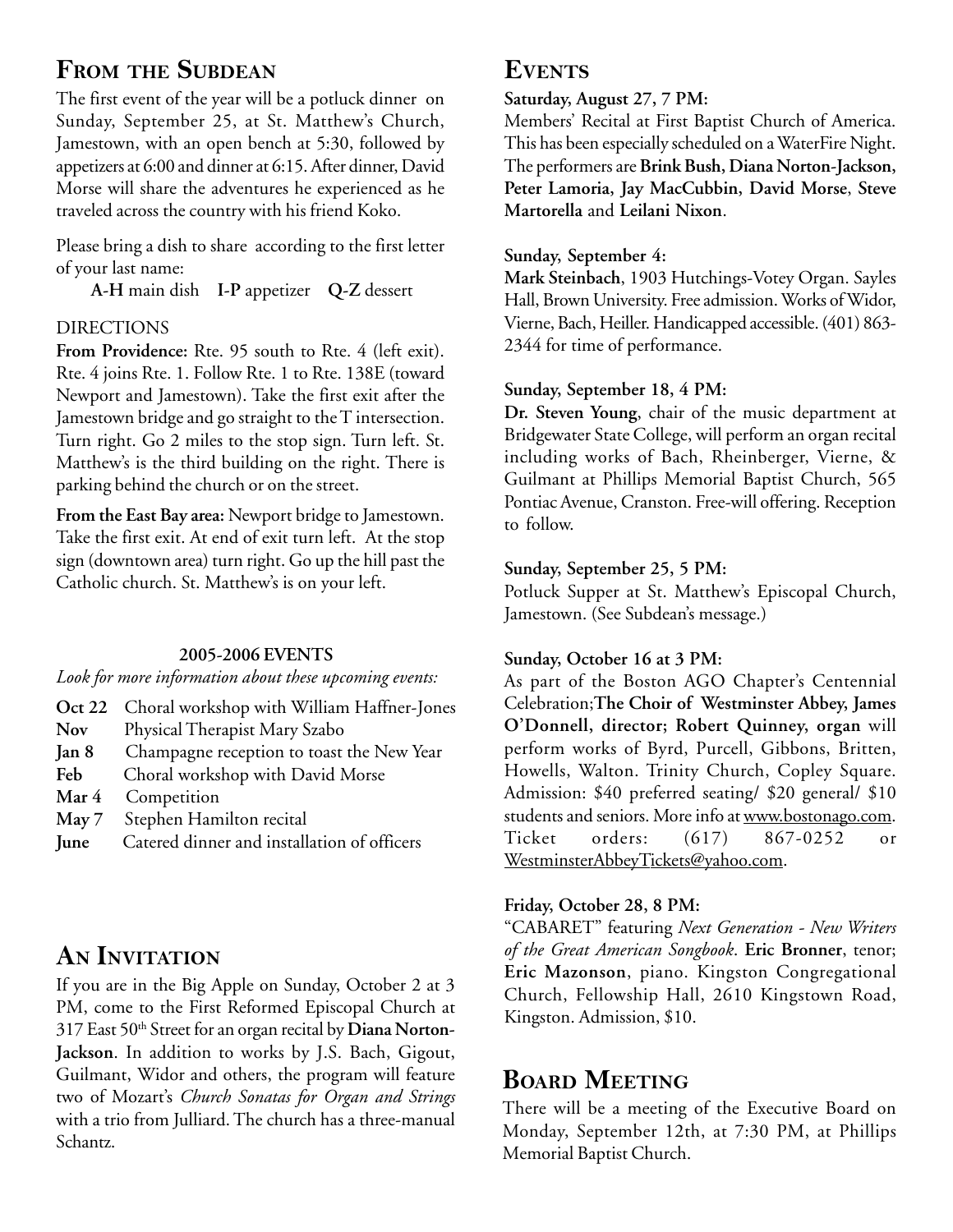## From the Subdean

The first event of the year will be a potluck dinner on Sunday, September 25, at St. Matthew's Church, Jamestown, with an open bench at 5:30, followed by appetizers at 6:00 and dinner at 6:15. After dinner, David Morse will share the adventures he experienced as he traveled across the country with his friend Koko.

Please bring a dish to share according to the first letter of your last name:

**A-H** main dish **I-P** appetizer **Q-Z** dessert

DIRECTIONS

**From Providence:** Rte. 95 south to Rte. 4 (left exit). Rte. 4 joins Rte. 1. Follow Rte. 1 to Rte. 138E (toward Newport and Jamestown). Take the first exit after the Jamestown bridge and go straight to the T intersection. Turn right. Go 2 miles to the stop sign. Turn left. St. Matthew's is the third building on the right. There is parking behind the church or on the street.

**From the East Bay area:** Newport bridge to Jamestown. Take the first exit. At end of exit turn left. At the stop sign (downtown area) turn right. Go up the hill past the Catholic church. St. Matthew's is on your left.

**2005-2006 EVENTS**

*Look for more information about these upcoming events:*

- **Oct 22** Choral workshop with William Haffner-Jones
- **Nov** Physical Therapist Mary Szabo
- **Jan 8** Champagne reception to toast the New Year
- **Feb** Choral workshop with David Morse
- **Mar 4** Competition
- **May 7** Stephen Hamilton recital
- **June** Catered dinner and installation of officers

## An Invitation

If you are in the Big Apple on Sunday, October 2 at 3 PM, come to the First Reformed Episcopal Church at 317 East 50th Street for an organ recital by **Diana Norton-Jackson**. In addition to works by J.S. Bach, Gigout, Guilmant, Widor and others, the program will feature two of Mozart's *Church Sonatas for Organ and Strings* with a trio from Julliard. The church has a three-manual Schantz.

## Events

**Saturday, August 27, 7 PM:**
Members' Recital at First Baptist Church of America. This has been especially scheduled on a WaterFire Night. The performers are **Brink Bush, Diana Norton-Jackson, Peter Lamoria, Jay MacCubbin, David Morse**, **Steve Martorella** and **Leilani Nixon**.

**Sunday, September 4:**
**Mark Steinbach**, 1903 Hutchings-Votey Organ. Sayles Hall, Brown University. Free admission. Works of Widor, Vierne, Bach, Heiller. Handicapped accessible. (401) 863-2344 for time of performance.

**Sunday, September 18, 4 PM:**
**Dr. Steven Young**, chair of the music department at Bridgewater State College, will perform an organ recital including works of Bach, Rheinberger, Vierne, & Guilmant at Phillips Memorial Baptist Church, 565 Pontiac Avenue, Cranston. Free-will offering. Reception to follow.

**Sunday, September 25, 5 PM:**
Potluck Supper at St. Matthew's Episcopal Church, Jamestown. (See Subdean's message.)

**Sunday, October 16 at 3 PM:**
As part of the Boston AGO Chapter's Centennial Celebration;**The Choir of Westminster Abbey, James O'Donnell, director; Robert Quinney, organ** will perform works of Byrd, Purcell, Gibbons, Britten, Howells, Walton. Trinity Church, Copley Square. Admission: $40 preferred seating/ $20 general/ $10 students and seniors. More info at www.bostonago.com. Ticket orders: (617) 867-0252 or WestminsterAbbeyTickets@yahoo.com.

**Friday, October 28, 8 PM:**
"CABARET" featuring *Next Generation - New Writers of the Great American Songbook*. **Eric Bronner**, tenor; **Eric Mazonson**, piano. Kingston Congregational Church, Fellowship Hall, 2610 Kingstown Road, Kingston. Admission, $10.

## Board Meeting

There will be a meeting of the Executive Board on Monday, September 12th, at 7:30 PM, at Phillips Memorial Baptist Church.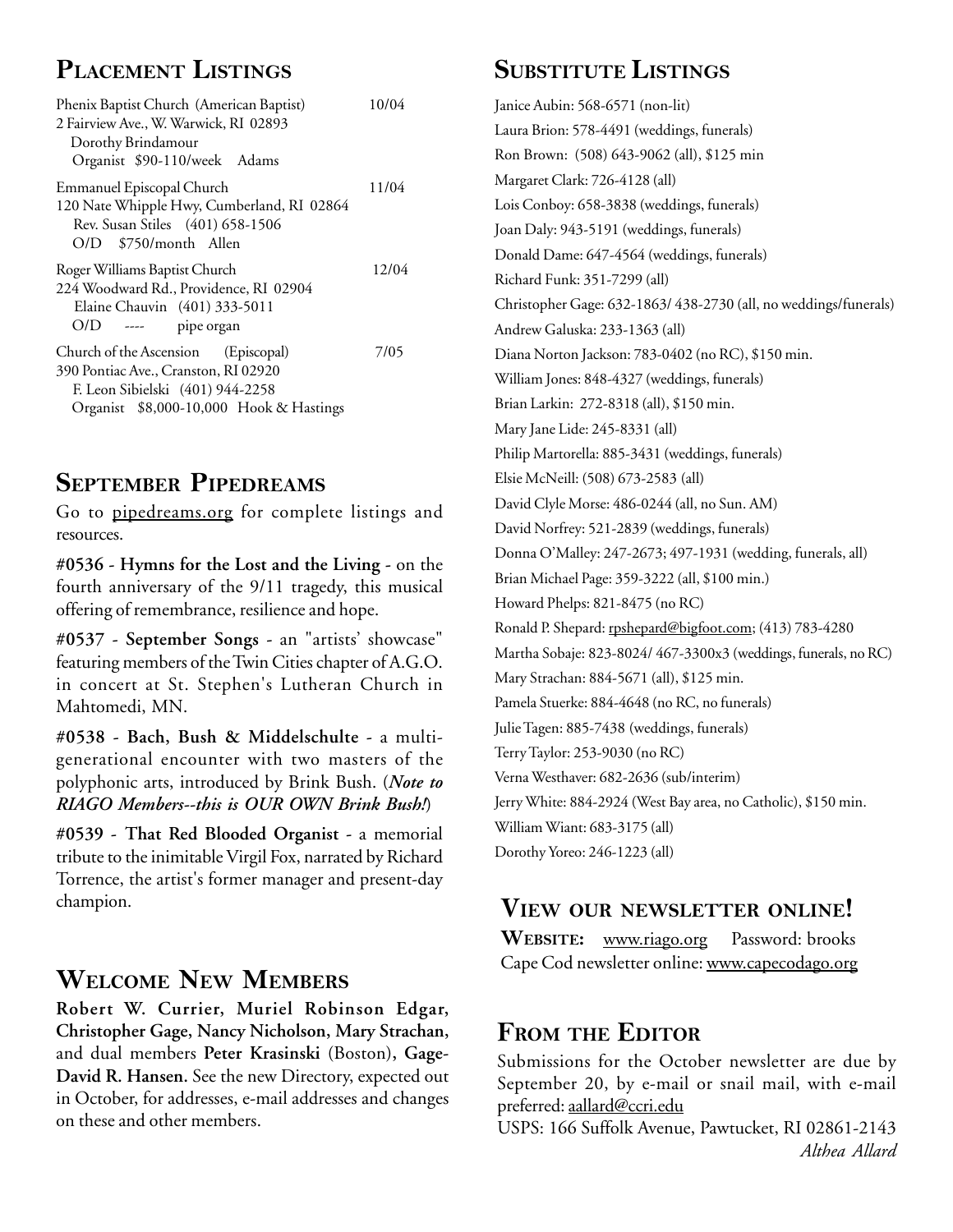## Placement Listings

Phenix Baptist Church (American Baptist) 10/04
2 Fairview Ave., W. Warwick, RI 02893
Dorothy Brindamour
Organist $90-110/week Adams

Emmanuel Episcopal Church 11/04
120 Nate Whipple Hwy, Cumberland, RI 02864
Rev. Susan Stiles (401) 658-1506
O/D $750/month Allen

Roger Williams Baptist Church 12/04
224 Woodward Rd., Providence, RI 02904
Elaine Chauvin (401) 333-5011
O/D ---- pipe organ

Church of the Ascension (Episcopal) 7/05
390 Pontiac Ave., Cranston, RI 02920
F. Leon Sibielski (401) 944-2258
Organist $8,000-10,000 Hook & Hastings

## September Pipedreams

Go to pipedreams.org for complete listings and resources.

**#0536 - Hymns for the Lost and the Living** - on the fourth anniversary of the 9/11 tragedy, this musical offering of remembrance, resilience and hope.

**#0537 - September Songs** - an "artists' showcase" featuring members of the Twin Cities chapter of A.G.O. in concert at St. Stephen's Lutheran Church in Mahtomedi, MN.

**#0538 - Bach, Bush & Middelschulte** - a multi-generational encounter with two masters of the polyphonic arts, introduced by Brink Bush. (***Note to RIAGO Members--this is OUR OWN Brink Bush!***)

**#0539 - That Red Blooded Organist** - a memorial tribute to the inimitable Virgil Fox, narrated by Richard Torrence, the artist's former manager and present-day champion.

## Welcome New Members

**Robert W. Currier, Muriel Robinson Edgar, Christopher Gage, Nancy Nicholson, Mary Strachan,** and dual members **Peter Krasinski** (Boston), **Gage-David R. Hansen.** See the new Directory, expected out in October, for addresses, e-mail addresses and changes on these and other members.

## Substitute Listings

Janice Aubin: 568-6571 (non-lit)
Laura Brion: 578-4491 (weddings, funerals)
Ron Brown: (508) 643-9062 (all), $125 min
Margaret Clark: 726-4128 (all)
Lois Conboy: 658-3838 (weddings, funerals)
Joan Daly: 943-5191 (weddings, funerals)
Donald Dame: 647-4564 (weddings, funerals)
Richard Funk: 351-7299 (all)
Christopher Gage: 632-1863/ 438-2730 (all, no weddings/funerals)
Andrew Galuska: 233-1363 (all)
Diana Norton Jackson: 783-0402 (no RC), $150 min.
William Jones: 848-4327 (weddings, funerals)
Brian Larkin: 272-8318 (all), $150 min.
Mary Jane Lide: 245-8331 (all)
Philip Martorella: 885-3431 (weddings, funerals)
Elsie McNeill: (508) 673-2583 (all)
David Clyle Morse: 486-0244 (all, no Sun. AM)
David Norfrey: 521-2839 (weddings, funerals)
Donna O'Malley: 247-2673; 497-1931 (wedding, funerals, all)
Brian Michael Page: 359-3222 (all, $100 min.)
Howard Phelps: 821-8475 (no RC)
Ronald P. Shepard: rpshepard@bigfoot.com; (413) 783-4280
Martha Sobaje: 823-8024/ 467-3300x3 (weddings, funerals, no RC)
Mary Strachan: 884-5671 (all), $125 min.
Pamela Stuerke: 884-4648 (no RC, no funerals)
Julie Tagen: 885-7438 (weddings, funerals)
Terry Taylor: 253-9030 (no RC)
Verna Westhaver: 682-2636 (sub/interim)
Jerry White: 884-2924 (West Bay area, no Catholic), $150 min.
William Wiant: 683-3175 (all)
Dorothy Yoreo: 246-1223 (all)

## View our newsletter online!

**Website:** www.riago.org Password: brooks
Cape Cod newsletter online: www.capecodago.org

## From the Editor

Submissions for the October newsletter are due by September 20, by e-mail or snail mail, with e-mail preferred: aallard@ccri.edu
USPS: 166 Suffolk Avenue, Pawtucket, RI 02861-2143

*Althea Allard*